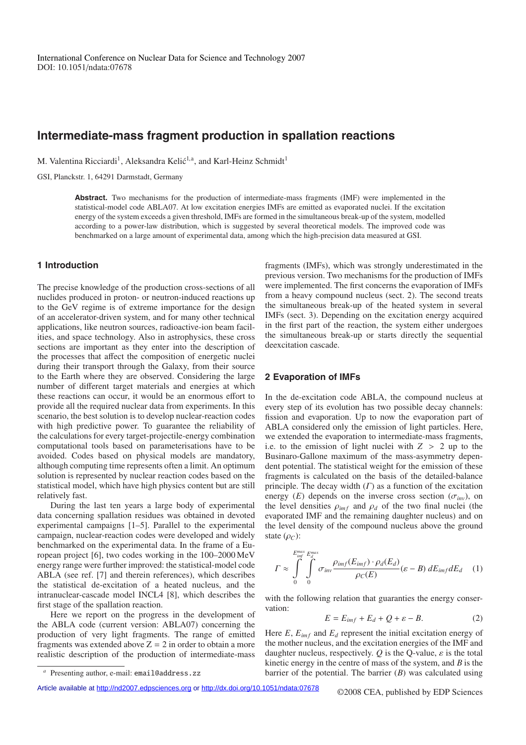International Conference on Nuclear Data for Science and Technology 2007
DOI: 10.1051/ndata:07678

# Intermediate-mass fragment production in spallation reactions

M. Valentina Ricciardi[1], Aleksandra Kelić[1,a], and Karl-Heinz Schmidt[1]

GSI, Planckstr. 1, 64291 Darmstadt, Germany

**Abstract.** Two mechanisms for the production of intermediate-mass fragments (IMF) were implemented in the statistical-model code ABLA07. At low excitation energies IMFs are emitted as evaporated nuclei. If the excitation energy of the system exceeds a given threshold, IMFs are formed in the simultaneous break-up of the system, modelled according to a power-law distribution, which is suggested by several theoretical models. The improved code was benchmarked on a large amount of experimental data, among which the high-precision data measured at GSI.

## 1 Introduction

The precise knowledge of the production cross-sections of all nuclides produced in proton- or neutron-induced reactions up to the GeV regime is of extreme importance for the design of an accelerator-driven system, and for many other technical applications, like neutron sources, radioactive-ion beam facilities, and space technology. Also in astrophysics, these cross sections are important as they enter into the description of the processes that affect the composition of energetic nuclei during their transport through the Galaxy, from their source to the Earth where they are observed. Considering the large number of different target materials and energies at which these reactions can occur, it would be an enormous effort to provide all the required nuclear data from experiments. In this scenario, the best solution is to develop nuclear-reaction codes with high predictive power. To guarantee the reliability of the calculations for every target-projectile-energy combination computational tools based on parameterisations have to be avoided. Codes based on physical models are mandatory, although computing time represents often a limit. An optimum solution is represented by nuclear reaction codes based on the statistical model, which have high physics content but are still relatively fast.

During the last ten years a large body of experimental data concerning spallation residues was obtained in devoted experimental campaigns [1–5]. Parallel to the experimental campaign, nuclear-reaction codes were developed and widely benchmarked on the experimental data. In the frame of a European project [6], two codes working in the 100–2000 MeV energy range were further improved: the statistical-model code ABLA (see ref. [7] and therein references), which describes the statistical de-excitation of a heated nucleus, and the intranuclear-cascade model INCL4 [8], which describes the first stage of the spallation reaction.

Here we report on the progress in the development of the ABLA code (current version: ABLA07) concerning the production of very light fragments. The range of emitted fragments was extended above Z = 2 in order to obtain a more realistic description of the production of intermediate-mass fragments (IMFs), which was strongly underestimated in the previous version. Two mechanisms for the production of IMFs were implemented. The first concerns the evaporation of IMFs from a heavy compound nucleus (sect. 2). The second treats the simultaneous break-up of the heated system in several IMFs (sect. 3). Depending on the excitation energy acquired in the first part of the reaction, the system either undergoes the simultaneous break-up or starts directly the sequential deexcitation cascade.

## 2 Evaporation of IMFs

In the de-excitation code ABLA, the compound nucleus at every step of its evolution has two possible decay channels: fission and evaporation. Up to now the evaporation part of ABLA considered only the emission of light particles. Here, we extended the evaporation to intermediate-mass fragments, i.e. to the emission of light nuclei with $Z > 2$ up to the Businaro-Gallone maximum of the mass-asymmetry dependent potential. The statistical weight for the emission of these fragments is calculated on the basis of the detailed-balance principle. The decay width ($\Gamma$) as a function of the excitation energy ($E$) depends on the inverse cross section ($\sigma_{inv}$), on the level densities $\rho_{imf}$ and $\rho_d$ of the two final nuclei (the evaporated IMF and the remaining daughter nucleus) and on the level density of the compound nucleus above the ground state ($\rho_C$):

$$\Gamma \approx \int_0^{E_{imf}^{max}} \int_0^{E_d^{max}} \sigma_{inv} \frac{\rho_{imf}(E_{imf}) \cdot \rho_d(E_d)}{\rho_C(E)} (\varepsilon - B) \, dE_{imf} dE_d \quad (1)$$

with the following relation that guaranties the energy conservation:

$$E = E_{imf} + E_d + Q + \varepsilon - B. \quad (2)$$

Here $E$, $E_{imf}$ and $E_d$ represent the initial excitation energy of the mother nucleus, and the excitation energies of the IMF and daughter nucleus, respectively. $Q$ is the Q-value, $\varepsilon$ is the total kinetic energy in the centre of mass of the system, and $B$ is the barrier of the potential. The barrier ($B$) was calculated using

[a] Presenting author, e-mail: email@address.zz

Article available at http://nd2007.edpsciences.org or http://dx.doi.org/10.1051/ndata:07678

©2008 CEA, published by EDP Sciences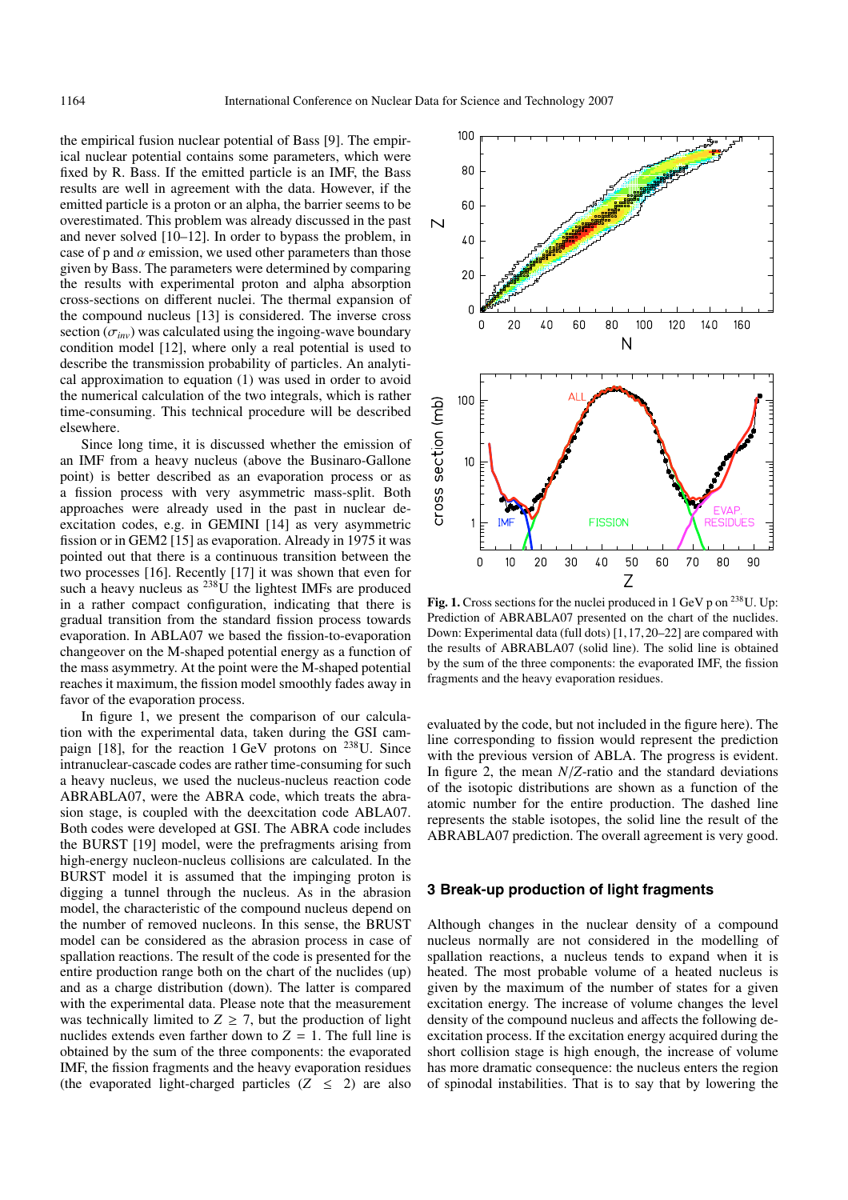the empirical fusion nuclear potential of Bass [9]. The empirical nuclear potential contains some parameters, which were fixed by R. Bass. If the emitted particle is an IMF, the Bass results are well in agreement with the data. However, if the emitted particle is a proton or an alpha, the barrier seems to be overestimated. This problem was already discussed in the past and never solved [10–12]. In order to bypass the problem, in case of p and $\alpha$ emission, we used other parameters than those given by Bass. The parameters were determined by comparing the results with experimental proton and alpha absorption cross-sections on different nuclei. The thermal expansion of the compound nucleus [13] is considered. The inverse cross section ($\sigma_{inv}$) was calculated using the ingoing-wave boundary condition model [12], where only a real potential is used to describe the transmission probability of particles. An analytical approximation to equation (1) was used in order to avoid the numerical calculation of the two integrals, which is rather time-consuming. This technical procedure will be described elsewhere.

Since long time, it is discussed whether the emission of an IMF from a heavy nucleus (above the Businaro-Gallone point) is better described as an evaporation process or as a fission process with very asymmetric mass-split. Both approaches were already used in the past in nuclear de-excitation codes, e.g. in GEMINI [14] as very asymmetric fission or in GEM2 [15] as evaporation. Already in 1975 it was pointed out that there is a continuous transition between the two processes [16]. Recently [17] it was shown that even for such a heavy nucleus as $^{238}$U the lightest IMFs are produced in a rather compact configuration, indicating that there is gradual transition from the standard fission process towards evaporation. In ABLA07 we based the fission-to-evaporation changeover on the M-shaped potential energy as a function of the mass asymmetry. At the point were the M-shaped potential reaches it maximum, the fission model smoothly fades away in favor of the evaporation process.

In figure 1, we present the comparison of our calculation with the experimental data, taken during the GSI campaign [18], for the reaction 1 GeV protons on $^{238}$U. Since intranuclear-cascade codes are rather time-consuming for such a heavy nucleus, we used the nucleus-nucleus reaction code ABRABLA07, were the ABRA code, which treats the abrasion stage, is coupled with the deexcitation code ABLA07. Both codes were developed at GSI. The ABRA code includes the BURST [19] model, were the prefragments arising from high-energy nucleon-nucleus collisions are calculated. In the BURST model it is assumed that the impinging proton is digging a tunnel through the nucleus. As in the abrasion model, the characteristic of the compound nucleus depend on the number of removed nucleons. In this sense, the BRUST model can be considered as the abrasion process in case of spallation reactions. The result of the code is presented for the entire production range both on the chart of the nuclides (up) and as a charge distribution (down). The latter is compared with the experimental data. Please note that the measurement was technically limited to $Z \geq 7$, but the production of light nuclides extends even farther down to $Z = 1$. The full line is obtained by the sum of the three components: the evaporated IMF, the fission fragments and the heavy evaporation residues (the evaporated light-charged particles ($Z \leq 2$) are also evaluated by the code, but not included in the figure here). The line corresponding to fission would represent the prediction with the previous version of ABLA. The progress is evident. In figure 2, the mean $N/Z$-ratio and the standard deviations of the isotopic distributions are shown as a function of the atomic number for the entire production. The dashed line represents the stable isotopes, the solid line the result of the ABRABLA07 prediction. The overall agreement is very good.

**Fig. 1.** Cross sections for the nuclei produced in 1 GeV p on $^{238}$U. Up: Prediction of ABRABLA07 presented on the chart of the nuclides. Down: Experimental data (full dots) [1,17,20–22] are compared with the results of ABRABLA07 (solid line). The solid line is obtained by the sum of the three components: the evaporated IMF, the fission fragments and the heavy evaporation residues.

## 3 Break-up production of light fragments

Although changes in the nuclear density of a compound nucleus normally are not considered in the modelling of spallation reactions, a nucleus tends to expand when it is heated. The most probable volume of a heated nucleus is given by the maximum of the number of states for a given excitation energy. The increase of volume changes the level density of the compound nucleus and affects the following de-excitation process. If the excitation energy acquired during the short collision stage is high enough, the increase of volume has more dramatic consequence: the nucleus enters the region of spinodal instabilities. That is to say that by lowering the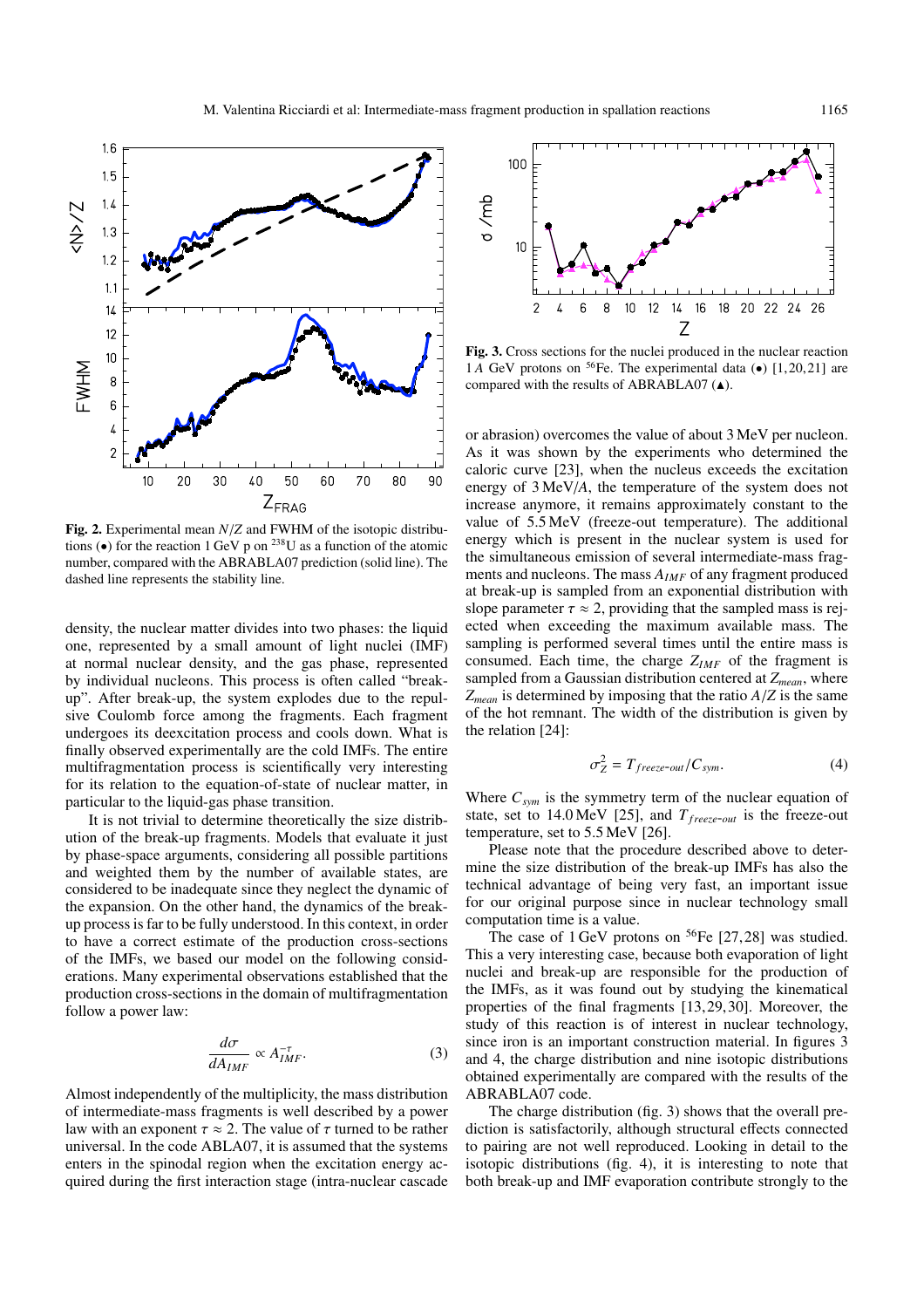**Fig. 2.** Experimental mean $N/Z$ and FWHM of the isotopic distributions (•) for the reaction 1 GeV p on $^{238}$U as a function of the atomic number, compared with the ABRABLA07 prediction (solid line). The dashed line represents the stability line.

**Fig. 3.** Cross sections for the nuclei produced in the nuclear reaction 1 $A$ GeV protons on $^{56}$Fe. The experimental data (•) [1,20,21] are compared with the results of ABRABLA07 (▲).

density, the nuclear matter divides into two phases: the liquid one, represented by a small amount of light nuclei (IMF) at normal nuclear density, and the gas phase, represented by individual nucleons. This process is often called "break-up". After break-up, the system explodes due to the repulsive Coulomb force among the fragments. Each fragment undergoes its deexcitation process and cools down. What is finally observed experimentally are the cold IMFs. The entire multifragmentation process is scientifically very interesting for its relation to the equation-of-state of nuclear matter, in particular to the liquid-gas phase transition.

It is not trivial to determine theoretically the size distribution of the break-up fragments. Models that evaluate it just by phase-space arguments, considering all possible partitions and weighted them by the number of available states, are considered to be inadequate since they neglect the dynamic of the expansion. On the other hand, the dynamics of the break-up process is far to be fully understood. In this context, in order to have a correct estimate of the production cross-sections of the IMFs, we based our model on the following considerations. Many experimental observations established that the production cross-sections in the domain of multifragmentation follow a power law:

$$\frac{d\sigma}{dA_{IMF}} \propto A_{IMF}^{-\tau}. \tag{3}$$

Almost independently of the multiplicity, the mass distribution of intermediate-mass fragments is well described by a power law with an exponent $\tau \approx 2$. The value of $\tau$ turned to be rather universal. In the code ABLA07, it is assumed that the systems enters in the spinodal region when the excitation energy acquired during the first interaction stage (intra-nuclear cascade or abrasion) overcomes the value of about 3 MeV per nucleon. As it was shown by the experiments who determined the caloric curve [23], when the nucleus exceeds the excitation energy of 3 MeV/$A$, the temperature of the system does not increase anymore, it remains approximately constant to the value of 5.5 MeV (freeze-out temperature). The additional energy which is present in the nuclear system is used for the simultaneous emission of several intermediate-mass fragments and nucleons. The mass $A_{IMF}$ of any fragment produced at break-up is sampled from an exponential distribution with slope parameter $\tau \approx 2$, providing that the sampled mass is rejected when exceeding the maximum available mass. The sampling is performed several times until the entire mass is consumed. Each time, the charge $Z_{IMF}$ of the fragment is sampled from a Gaussian distribution centered at $Z_{mean}$, where $Z_{mean}$ is determined by imposing that the ratio $A/Z$ is the same of the hot remnant. The width of the distribution is given by the relation [24]:

$$\sigma_Z^2 = T_{freeze\text{-}out}/C_{sym}. \tag{4}$$

Where $C_{sym}$ is the symmetry term of the nuclear equation of state, set to 14.0 MeV [25], and $T_{freeze\text{-}out}$ is the freeze-out temperature, set to 5.5 MeV [26].

Please note that the procedure described above to determine the size distribution of the break-up IMFs has also the technical advantage of being very fast, an important issue for our original purpose since in nuclear technology small computation time is a value.

The case of 1 GeV protons on $^{56}$Fe [27,28] was studied. This a very interesting case, because both evaporation of light nuclei and break-up are responsible for the production of the IMFs, as it was found out by studying the kinematical properties of the final fragments [13,29,30]. Moreover, the study of this reaction is of interest in nuclear technology, since iron is an important construction material. In figures 3 and 4, the charge distribution and nine isotopic distributions obtained experimentally are compared with the results of the ABRABLA07 code.

The charge distribution (fig. 3) shows that the overall prediction is satisfactorily, although structural effects connected to pairing are not well reproduced. Looking in detail to the isotopic distributions (fig. 4), it is interesting to note that both break-up and IMF evaporation contribute strongly to the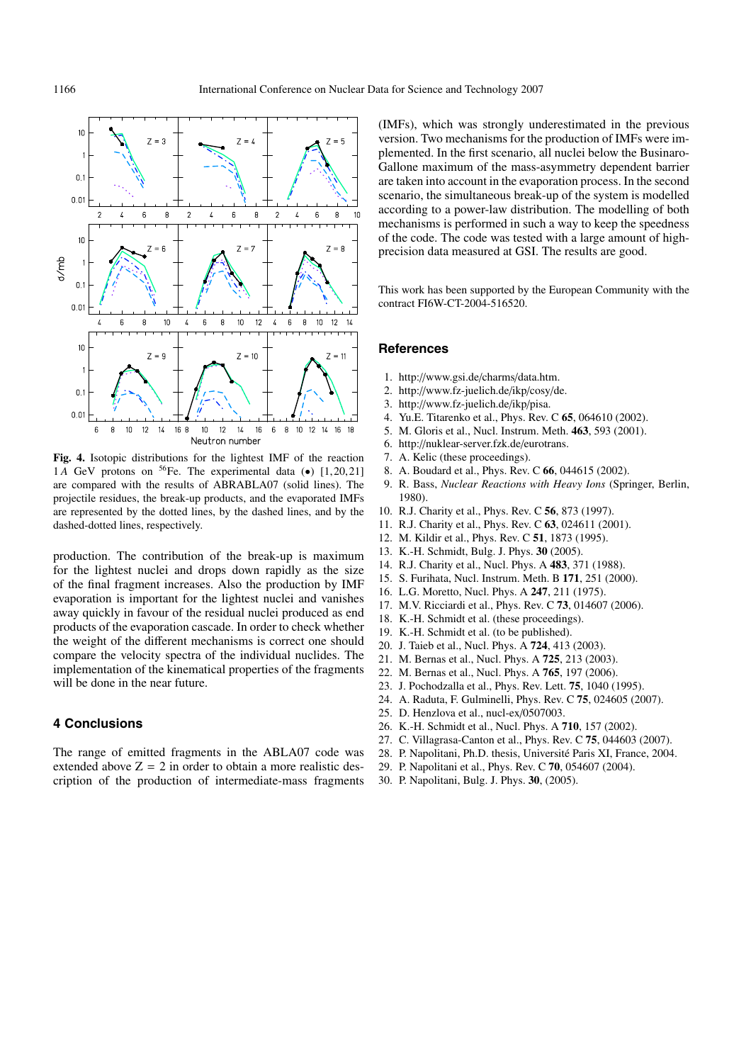10
1
0.1
0.01

Z = 3
Z = 4
Z = 5

2 4 6 8
2 4 6 8
2 4 6 8 10

σ/mb

Z = 6
Z = 7
Z = 8

4 6 8 10
4 6 8 10 12
4 6 8 10 12 14

Z = 9
Z = 10
Z = 11

6 8 10 12 14
16 8 10 12 14 16
6 8 10 12 14 16 18

Neutron number

**Fig. 4.** Isotopic distributions for the lightest IMF of the reaction 1*A* GeV protons on $^{56}$Fe. The experimental data (•) [1,20,21] are compared with the results of ABRABLA07 (solid lines). The projectile residues, the break-up products, and the evaporated IMFs are represented by the dotted lines, by the dashed lines, and by the dashed-dotted lines, respectively.

production. The contribution of the break-up is maximum for the lightest nuclei and drops down rapidly as the size of the final fragment increases. Also the production by IMF evaporation is important for the lightest nuclei and vanishes away quickly in favour of the residual nuclei produced as end products of the evaporation cascade. In order to check whether the weight of the different mechanisms is correct one should compare the velocity spectra of the individual nuclides. The implementation of the kinematical properties of the fragments will be done in the near future.

## 4 Conclusions

The range of emitted fragments in the ABLA07 code was extended above Z = 2 in order to obtain a more realistic description of the production of intermediate-mass fragments (IMFs), which was strongly underestimated in the previous version. Two mechanisms for the production of IMFs were implemented. In the first scenario, all nuclei below the Businaro-Gallone maximum of the mass-asymmetry dependent barrier are taken into account in the evaporation process. In the second scenario, the simultaneous break-up of the system is modelled according to a power-law distribution. The modelling of both mechanisms is performed in such a way to keep the speedness of the code. The code was tested with a large amount of high-precision data measured at GSI. The results are good.

This work has been supported by the European Community with the contract FI6W-CT-2004-516520.

## References

1. http://www.gsi.de/charms/data.htm.
2. http://www.fz-juelich.de/ikp/cosy/de.
3. http://www.fz-juelich.de/ikp/pisa.
4. Yu.E. Titarenko et al., Phys. Rev. C **65**, 064610 (2002).
5. M. Gloris et al., Nucl. Instrum. Meth. **463**, 593 (2001).
6. http://nuklear-server.fzk.de/eurotrans.
7. A. Kelic (these proceedings).
8. A. Boudard et al., Phys. Rev. C **66**, 044615 (2002).
9. R. Bass, *Nuclear Reactions with Heavy Ions* (Springer, Berlin, 1980).
10. R.J. Charity et al., Phys. Rev. C **56**, 873 (1997).
11. R.J. Charity et al., Phys. Rev. C **63**, 024611 (2001).
12. M. Kildir et al., Phys. Rev. C **51**, 1873 (1995).
13. K.-H. Schmidt, Bulg. J. Phys. **30** (2005).
14. R.J. Charity et al., Nucl. Phys. A **483**, 371 (1988).
15. S. Furihata, Nucl. Instrum. Meth. B **171**, 251 (2000).
16. L.G. Moretto, Nucl. Phys. A **247**, 211 (1975).
17. M.V. Ricciardi et al., Phys. Rev. C **73**, 014607 (2006).
18. K.-H. Schmidt et al. (these proceedings).
19. K.-H. Schmidt et al. (to be published).
20. J. Taieb et al., Nucl. Phys. A **724**, 413 (2003).
21. M. Bernas et al., Nucl. Phys. A **725**, 213 (2003).
22. M. Bernas et al., Nucl. Phys. A **765**, 197 (2006).
23. J. Pochodzalla et al., Phys. Rev. Lett. **75**, 1040 (1995).
24. A. Raduta, F. Gulminelli, Phys. Rev. C **75**, 024605 (2007).
25. D. Henzlova et al., nucl-ex/0507003.
26. K.-H. Schmidt et al., Nucl. Phys. A **710**, 157 (2002).
27. C. Villagrasa-Canton et al., Phys. Rev. C **75**, 044603 (2007).
28. P. Napolitani, Ph.D. thesis, Université Paris XI, France, 2004.
29. P. Napolitani et al., Phys. Rev. C **70**, 054607 (2004).
30. P. Napolitani, Bulg. J. Phys. **30**, (2005).